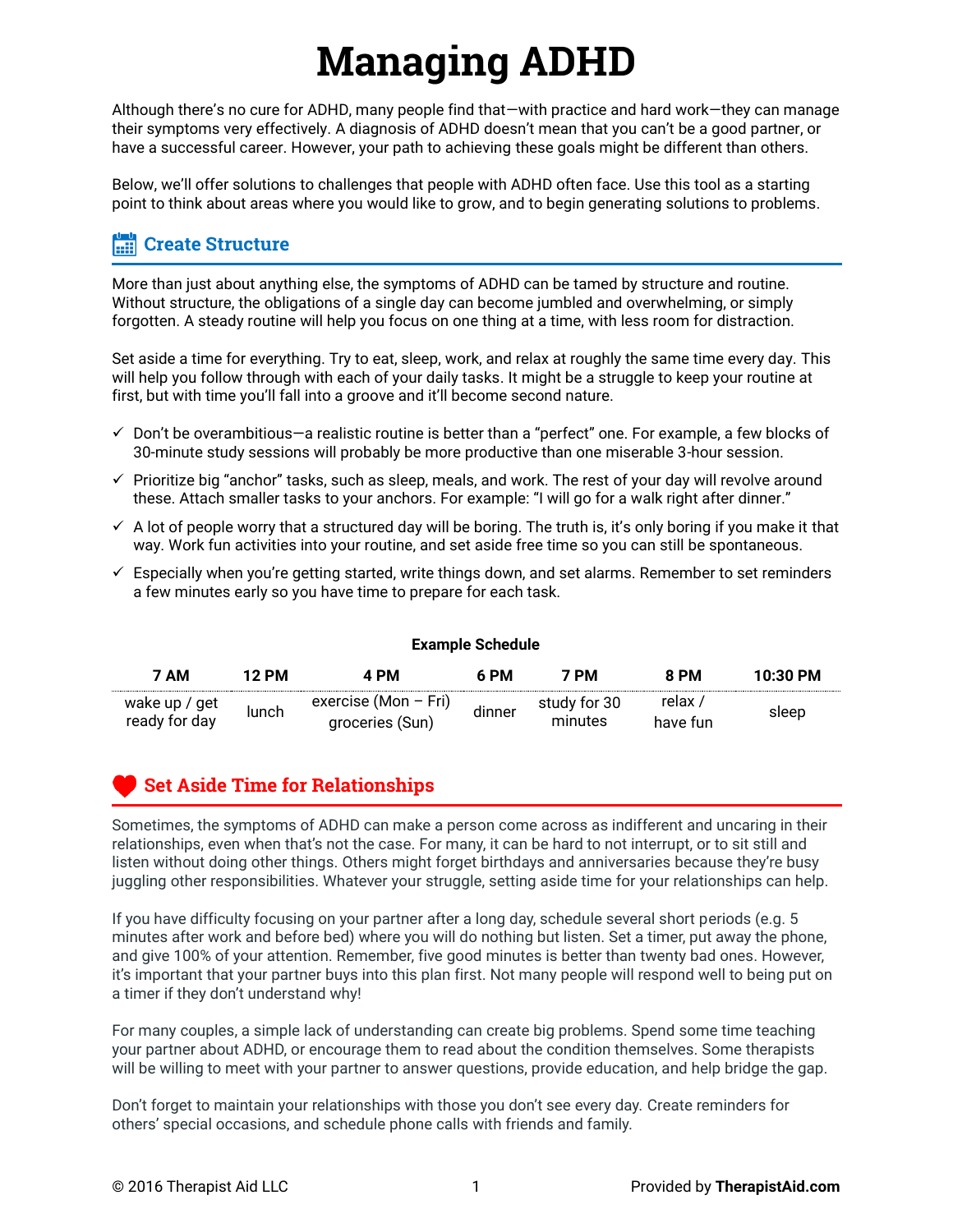# Managing ADHD

Although there's no cure for ADHD, many people find that—with practice and hard work—they can manage their symptoms very effectively. A diagnosis of ADHD doesn't mean that you can't be a good partner, or have a successful career. However, your path to achieving these goals might be different than others.

Below, we'll offer solutions to challenges that people with ADHD often face. Use this tool as a starting point to think about areas where you would like to grow, and to begin generating solutions to problems.

## Create Structure

More than just about anything else, the symptoms of ADHD can be tamed by structure and routine. Without structure, the obligations of a single day can become jumbled and overwhelming, or simply forgotten. A steady routine will help you focus on one thing at a time, with less room for distraction.

Set aside a time for everything. Try to eat, sleep, work, and relax at roughly the same time every day. This will help you follow through with each of your daily tasks. It might be a struggle to keep your routine at first, but with time you'll fall into a groove and it'll become second nature.

- ✓ Don't be overambitious—a realistic routine is better than a "perfect" one. For example, a few blocks of 30-minute study sessions will probably be more productive than one miserable 3-hour session.
- ✓ Prioritize big "anchor" tasks, such as sleep, meals, and work. The rest of your day will revolve around these. Attach smaller tasks to your anchors. For example: "I will go for a walk right after dinner."
- ✓ A lot of people worry that a structured day will be boring. The truth is, it's only boring if you make it that way. Work fun activities into your routine, and set aside free time so you can still be spontaneous.
- ✓ Especially when you're getting started, write things down, and set alarms. Remember to set reminders a few minutes early so you have time to prepare for each task.

**Example Schedule**

| 7 AM | 12 PM | 4 PM | 6 PM | 7 PM | 8 PM | 10:30 PM |
|---|---|---|---|---|---|---|
| wake up / get ready for day | lunch | exercise (Mon – Fri) groceries (Sun) | dinner | study for 30 minutes | relax / have fun | sleep |

## Set Aside Time for Relationships

Sometimes, the symptoms of ADHD can make a person come across as indifferent and uncaring in their relationships, even when that's not the case. For many, it can be hard to not interrupt, or to sit still and listen without doing other things. Others might forget birthdays and anniversaries because they're busy juggling other responsibilities. Whatever your struggle, setting aside time for your relationships can help.

If you have difficulty focusing on your partner after a long day, schedule several short periods (e.g. 5 minutes after work and before bed) where you will do nothing but listen. Set a timer, put away the phone, and give 100% of your attention. Remember, five good minutes is better than twenty bad ones. However, it's important that your partner buys into this plan first. Not many people will respond well to being put on a timer if they don't understand why!

For many couples, a simple lack of understanding can create big problems. Spend some time teaching your partner about ADHD, or encourage them to read about the condition themselves. Some therapists will be willing to meet with your partner to answer questions, provide education, and help bridge the gap.

Don't forget to maintain your relationships with those you don't see every day. Create reminders for others' special occasions, and schedule phone calls with friends and family.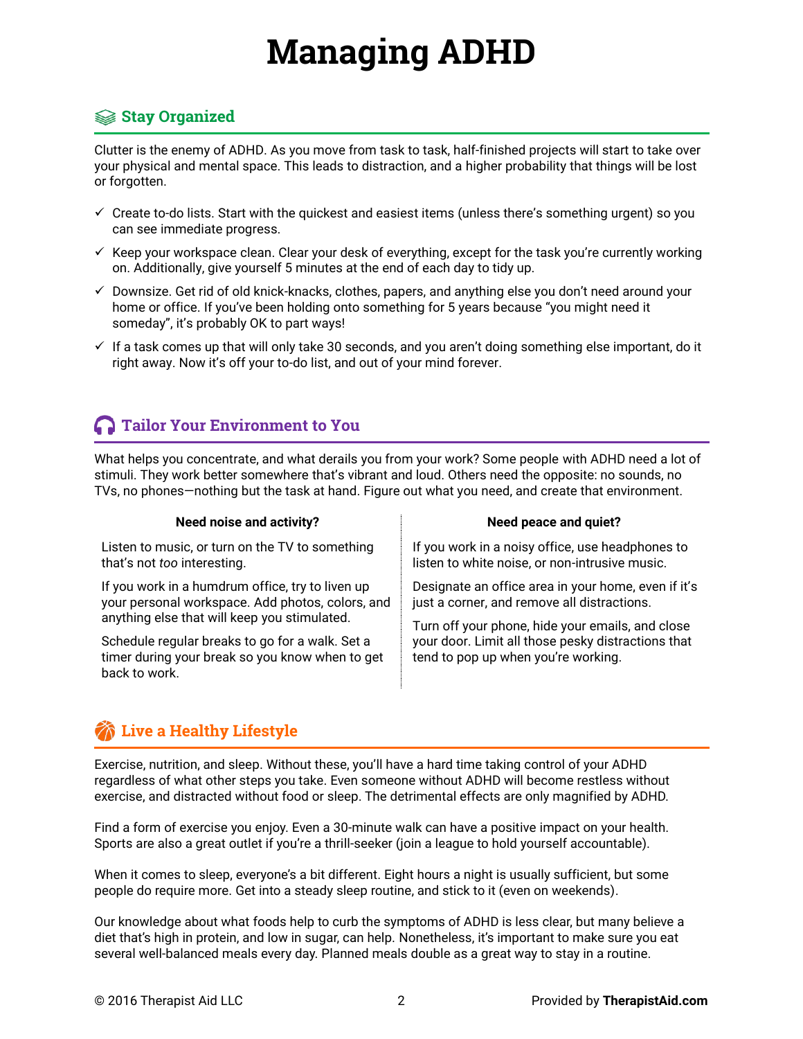# Managing ADHD

## Stay Organized

Clutter is the enemy of ADHD. As you move from task to task, half-finished projects will start to take over your physical and mental space. This leads to distraction, and a higher probability that things will be lost or forgotten.

- ✓ Create to-do lists. Start with the quickest and easiest items (unless there's something urgent) so you can see immediate progress.
- ✓ Keep your workspace clean. Clear your desk of everything, except for the task you're currently working on. Additionally, give yourself 5 minutes at the end of each day to tidy up.
- ✓ Downsize. Get rid of old knick-knacks, clothes, papers, and anything else you don't need around your home or office. If you've been holding onto something for 5 years because "you might need it someday", it's probably OK to part ways!
- ✓ If a task comes up that will only take 30 seconds, and you aren't doing something else important, do it right away. Now it's off your to-do list, and out of your mind forever.

## Tailor Your Environment to You

What helps you concentrate, and what derails you from your work? Some people with ADHD need a lot of stimuli. They work better somewhere that's vibrant and loud. Others need the opposite: no sounds, no TVs, no phones—nothing but the task at hand. Figure out what you need, and create that environment.

**Need noise and activity?**

Listen to music, or turn on the TV to something that's not *too* interesting.

If you work in a humdrum office, try to liven up your personal workspace. Add photos, colors, and anything else that will keep you stimulated.

Schedule regular breaks to go for a walk. Set a timer during your break so you know when to get back to work.

**Need peace and quiet?**

If you work in a noisy office, use headphones to listen to white noise, or non-intrusive music.

Designate an office area in your home, even if it's just a corner, and remove all distractions.

Turn off your phone, hide your emails, and close your door. Limit all those pesky distractions that tend to pop up when you're working.

## Live a Healthy Lifestyle

Exercise, nutrition, and sleep. Without these, you'll have a hard time taking control of your ADHD regardless of what other steps you take. Even someone without ADHD will become restless without exercise, and distracted without food or sleep. The detrimental effects are only magnified by ADHD.

Find a form of exercise you enjoy. Even a 30-minute walk can have a positive impact on your health. Sports are also a great outlet if you're a thrill-seeker (join a league to hold yourself accountable).

When it comes to sleep, everyone's a bit different. Eight hours a night is usually sufficient, but some people do require more. Get into a steady sleep routine, and stick to it (even on weekends).

Our knowledge about what foods help to curb the symptoms of ADHD is less clear, but many believe a diet that's high in protein, and low in sugar, can help. Nonetheless, it's important to make sure you eat several well-balanced meals every day. Planned meals double as a great way to stay in a routine.

© 2016 Therapist Aid LLC — Provided by **TherapistAid.com**